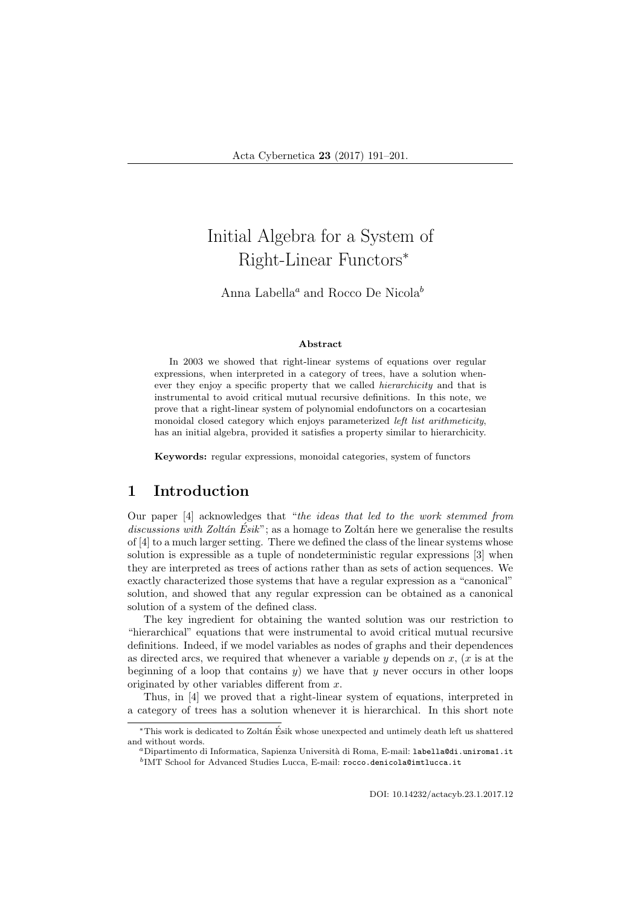// Initial Algebra for a System of Right-Linear Functors[*]

Anna Labella[a] and Rocco De Nicola[b]

**Abstract**

In 2003 we showed that right-linear systems of equations over regular expressions, when interpreted in a category of trees, have a solution whenever they enjoy a specific property that we called *hierarchicity* and that is instrumental to avoid critical mutual recursive definitions. In this note, we prove that a right-linear system of polynomial endofunctors on a cocartesian monoidal closed category which enjoys parameterized *left list arithmeticity*, has an initial algebra, provided it satisfies a property similar to hierarchicity.

**Keywords:** regular expressions, monoidal categories, system of functors

## 1 Introduction

Our paper [4] acknowledges that "*the ideas that led to the work stemmed from discussions with Zoltán Ésik*"; as a homage to Zoltán here we generalise the results of [4] to a much larger setting. There we defined the class of the linear systems whose solution is expressible as a tuple of nondeterministic regular expressions [3] when they are interpreted as trees of actions rather than as sets of action sequences. We exactly characterized those systems that have a regular expression as a "canonical" solution, and showed that any regular expression can be obtained as a canonical solution of a system of the defined class.

The key ingredient for obtaining the wanted solution was our restriction to "hierarchical" equations that were instrumental to avoid critical mutual recursive definitions. Indeed, if we model variables as nodes of graphs and their dependences as directed arcs, we required that whenever a variable $y$ depends on $x$, ($x$ is at the beginning of a loop that contains $y$) we have that $y$ never occurs in other loops originated by other variables different from $x$.

Thus, in [4] we proved that a right-linear system of equations, interpreted in a category of trees has a solution whenever it is hierarchical. In this short note

[*]This work is dedicated to Zoltán Ésik whose unexpected and untimely death left us shattered and without words.

[a]Dipartimento di Informatica, Sapienza Università di Roma, E-mail: labella@di.uniroma1.it

[b]IMT School for Advanced Studies Lucca, E-mail: rocco.denicola@imtlucca.it

DOI: 10.14232/actacyb.23.1.2017.12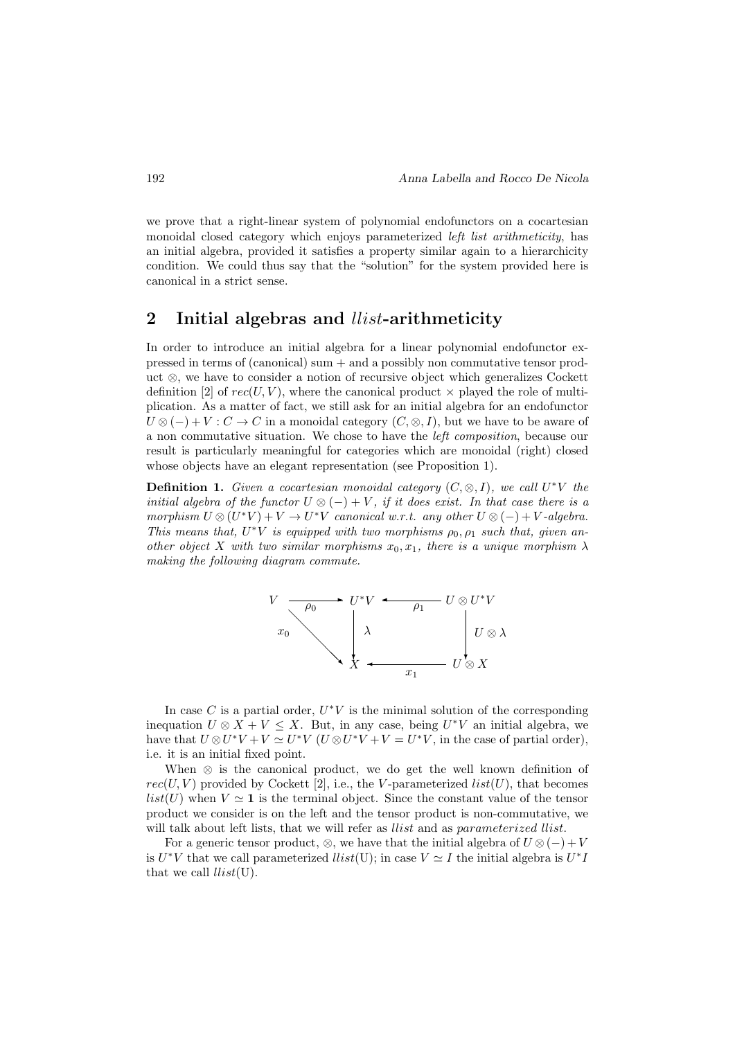we prove that a right-linear system of polynomial endofunctors on a cocartesian monoidal closed category which enjoys parameterized *left list arithmeticity*, has an initial algebra, provided it satisfies a property similar again to a hierarchicity condition. We could thus say that the "solution" for the system provided here is canonical in a strict sense.

## 2 Initial algebras and *llist*-arithmeticity

In order to introduce an initial algebra for a linear polynomial endofunctor expressed in terms of (canonical) sum $+$ and a possibly non commutative tensor product $\otimes$, we have to consider a notion of recursive object which generalizes Cockett definition [2] of $rec(U, V)$, where the canonical product $\times$ played the role of multiplication. As a matter of fact, we still ask for an initial algebra for an endofunctor $U \otimes (-) + V : C \to C$ in a monoidal category $(C, \otimes, I)$, but we have to be aware of a non commutative situation. We chose to have the *left composition*, because our result is particularly meaningful for categories which are monoidal (right) closed whose objects have an elegant representation (see Proposition 1).

**Definition 1.** *Given a cocartesian monoidal category $(C, \otimes, I)$, we call $U^*V$ the initial algebra of the functor $U \otimes (-) + V$, if it does exist. In that case there is a morphism $U \otimes (U^*V) + V \to U^*V$ canonical w.r.t. any other $U \otimes (-) + V$-algebra. This means that, $U^*V$ is equipped with two morphisms $\rho_0, \rho_1$ such that, given another object $X$ with two similar morphisms $x_0, x_1$, there is a unique morphism $\lambda$ making the following diagram commute.*

$$
\begin{array}{ccccc}
V & \xrightarrow{\rho_0} & U^*V & \xleftarrow{\rho_1} & U \otimes U^*V \\
 & \searrow^{x_0} & \downarrow \lambda & & \downarrow U \otimes \lambda \\
 & & X & \xleftarrow{x_1} & U \otimes X
\end{array}
$$

In case $C$ is a partial order, $U^*V$ is the minimal solution of the corresponding inequation $U \otimes X + V \leq X$. But, in any case, being $U^*V$ an initial algebra, we have that $U \otimes U^*V + V \simeq U^*V$ ($U \otimes U^*V + V = U^*V$, in the case of partial order), i.e. it is an initial fixed point.

When $\otimes$ is the canonical product, we do get the well known definition of $rec(U, V)$ provided by Cockett [2], i.e., the $V$-parameterized $list(U)$, that becomes $list(U)$ when $V \simeq \mathbf{1}$ is the terminal object. Since the constant value of the tensor product we consider is on the left and the tensor product is non-commutative, we will talk about left lists, that we will refer as *llist* and as *parameterized llist*.

For a generic tensor product, $\otimes$, we have that the initial algebra of $U \otimes (-) + V$ is $U^*V$ that we call parameterized *llist*(U); in case $V \simeq I$ the initial algebra is $U^*I$ that we call *llist*(U).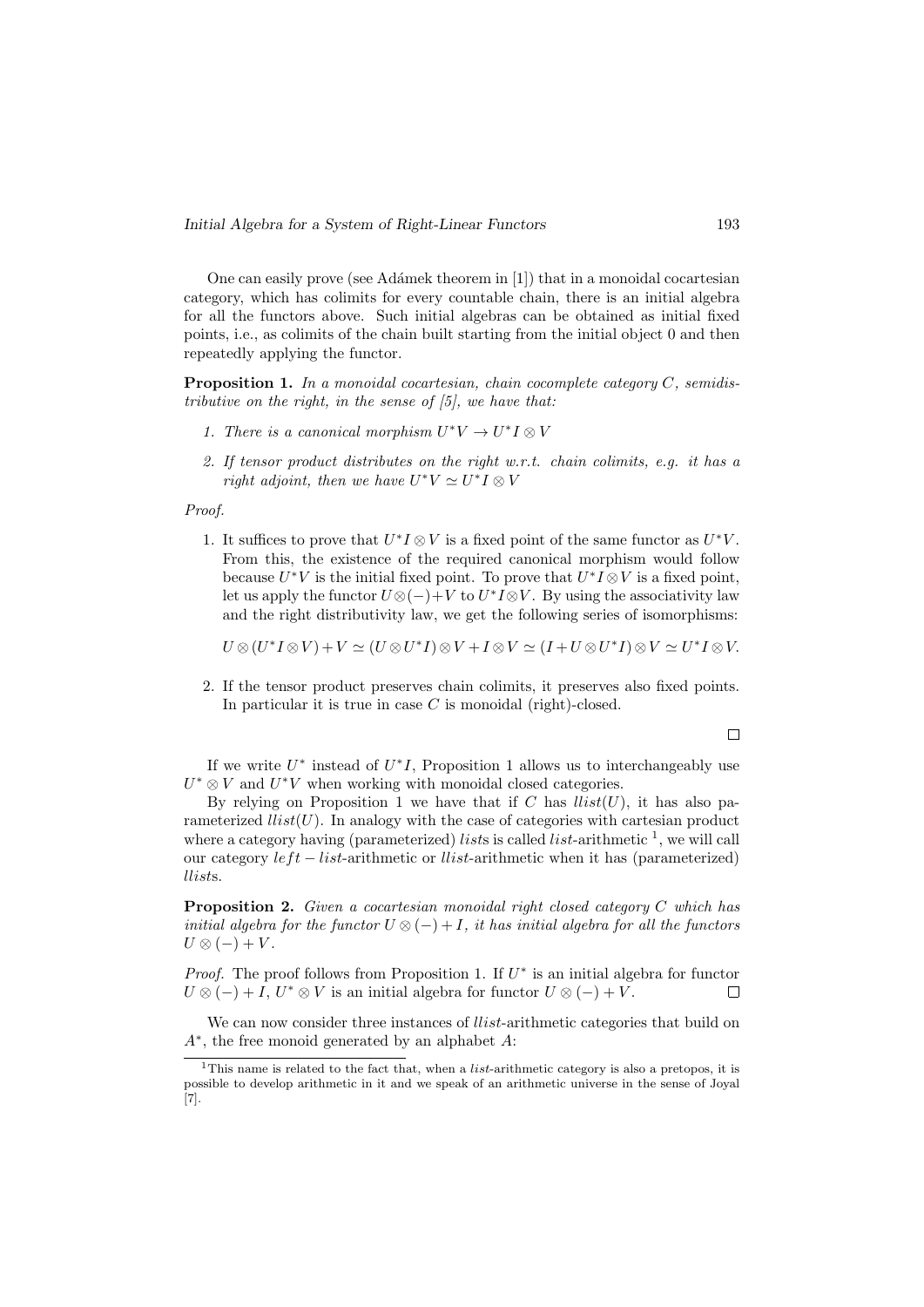One can easily prove (see Adámek theorem in [1]) that in a monoidal cocartesian category, which has colimits for every countable chain, there is an initial algebra for all the functors above. Such initial algebras can be obtained as initial fixed points, i.e., as colimits of the chain built starting from the initial object 0 and then repeatedly applying the functor.

**Proposition 1.** *In a monoidal cocartesian, chain cocomplete category $C$, semidistributive on the right, in the sense of [5], we have that:*

1. *There is a canonical morphism $U^*V \to U^*I \otimes V$*
2. *If tensor product distributes on the right w.r.t. chain colimits, e.g. it has a right adjoint, then we have $U^*V \simeq U^*I \otimes V$*

*Proof.*

1. It suffices to prove that $U^*I \otimes V$ is a fixed point of the same functor as $U^*V$. From this, the existence of the required canonical morphism would follow because $U^*V$ is the initial fixed point. To prove that $U^*I \otimes V$ is a fixed point, let us apply the functor $U \otimes (-) + V$ to $U^*I \otimes V$. By using the associativity law and the right distributivity law, we get the following series of isomorphisms:

   $$U \otimes (U^*I \otimes V) + V \simeq (U \otimes U^*I) \otimes V + I \otimes V \simeq (I + U \otimes U^*I) \otimes V \simeq U^*I \otimes V.$$

2. If the tensor product preserves chain colimits, it preserves also fixed points. In particular it is true in case $C$ is monoidal (right)-closed.

□

If we write $U^*$ instead of $U^*I$, Proposition 1 allows us to interchangeably use $U^* \otimes V$ and $U^*V$ when working with monoidal closed categories.

By relying on Proposition 1 we have that if $C$ has $llist(U)$, it has also parameterized $llist(U)$. In analogy with the case of categories with cartesian product where a category having (parameterized) *list*s is called *list*-arithmetic [1], we will call our category $left - list$-arithmetic or *llist*-arithmetic when it has (parameterized) *llist*s.

**Proposition 2.** *Given a cocartesian monoidal right closed category $C$ which has initial algebra for the functor $U \otimes (-) + I$, it has initial algebra for all the functors $U \otimes (-) + V$.*

*Proof.* The proof follows from Proposition 1. If $U^*$ is an initial algebra for functor $U \otimes (-) + I$, $U^* \otimes V$ is an initial algebra for functor $U \otimes (-) + V$. □

We can now consider three instances of *llist*-arithmetic categories that build on $A^*$, the free monoid generated by an alphabet $A$:

[1] This name is related to the fact that, when a *list*-arithmetic category is also a pretopos, it is possible to develop arithmetic in it and we speak of an arithmetic universe in the sense of Joyal [7].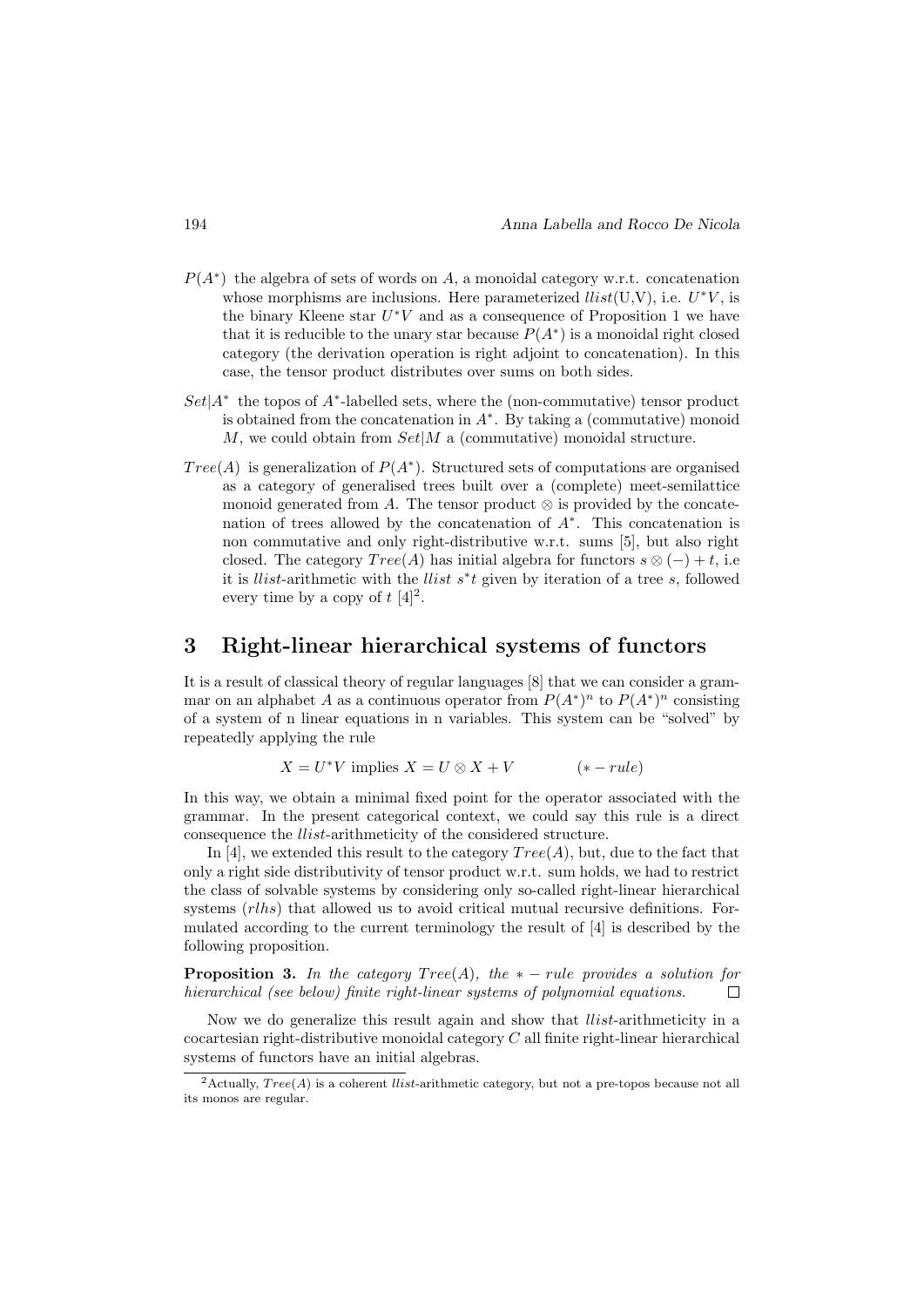- $P(A^*)$ the algebra of sets of words on $A$, a monoidal category w.r.t. concatenation whose morphisms are inclusions. Here parameterized *llist*(U,V), i.e. $U^*V$, is the binary Kleene star $U^*V$ and as a consequence of Proposition 1 we have that it is reducible to the unary star because $P(A^*)$ is a monoidal right closed category (the derivation operation is right adjoint to concatenation). In this case, the tensor product distributes over sums on both sides.
- $Set|A^*$ the topos of $A^*$-labelled sets, where the (non-commutative) tensor product is obtained from the concatenation in $A^*$. By taking a (commutative) monoid $M$, we could obtain from $Set|M$ a (commutative) monoidal structure.
- $Tree(A)$ is generalization of $P(A^*)$. Structured sets of computations are organised as a category of generalised trees built over a (complete) meet-semilattice monoid generated from $A$. The tensor product $\otimes$ is provided by the concatenation of trees allowed by the concatenation of $A^*$. This concatenation is non commutative and only right-distributive w.r.t. sums [5], but also right closed. The category $Tree(A)$ has initial algebra for functors $s \otimes (-) + t$, i.e it is *llist*-arithmetic with the *llist* $s^*t$ given by iteration of a tree $s$, followed every time by a copy of $t$ [4][2].

## 3 Right-linear hierarchical systems of functors

It is a result of classical theory of regular languages [8] that we can consider a grammar on an alphabet $A$ as a continuous operator from $P(A^*)^n$ to $P(A^*)^n$ consisting of a system of n linear equations in n variables. This system can be "solved" by repeatedly applying the rule

$$X = U^*V \text{ implies } X = U \otimes X + V \qquad (* - rule)$$

In this way, we obtain a minimal fixed point for the operator associated with the grammar. In the present categorical context, we could say this rule is a direct consequence the *llist*-arithmeticity of the considered structure.

In [4], we extended this result to the category $Tree(A)$, but, due to the fact that only a right side distributivity of tensor product w.r.t. sum holds, we had to restrict the class of solvable systems by considering only so-called right-linear hierarchical systems (*rlhs*) that allowed us to avoid critical mutual recursive definitions. Formulated according to the current terminology the result of [4] is described by the following proposition.

**Proposition 3.** *In the category $Tree(A)$, the $* - rule$ provides a solution for hierarchical (see below) finite right-linear systems of polynomial equations.* □

Now we do generalize this result again and show that *llist*-arithmeticity in a cocartesian right-distributive monoidal category $C$ all finite right-linear hierarchical systems of functors have an initial algebras.

[2] Actually, $Tree(A)$ is a coherent *llist*-arithmetic category, but not a pre-topos because not all its monos are regular.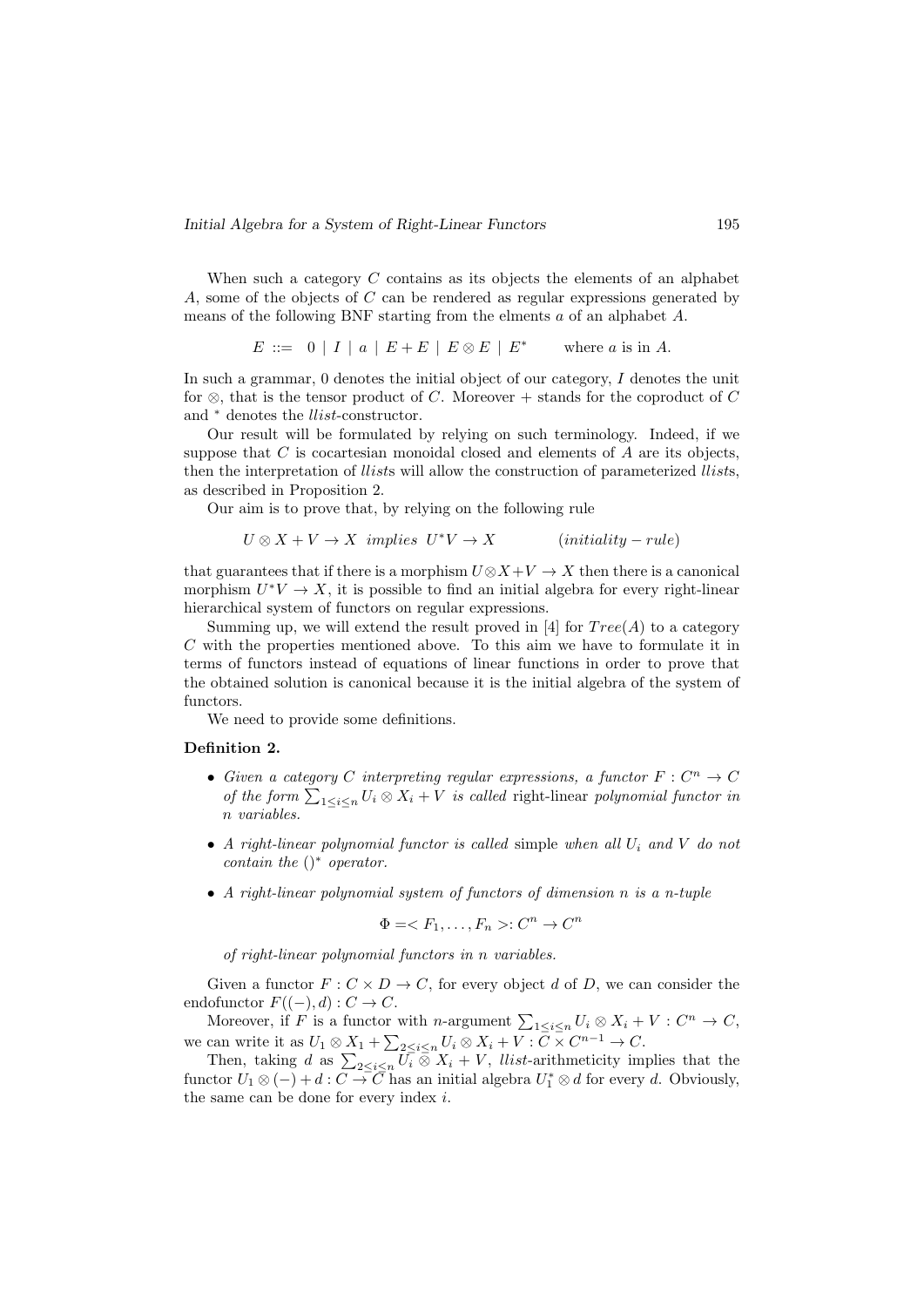When such a category $C$ contains as its objects the elements of an alphabet $A$, some of the objects of $C$ can be rendered as regular expressions generated by means of the following BNF starting from the elments $a$ of an alphabet $A$.

$$E ::= 0 \mid I \mid a \mid E + E \mid E \otimes E \mid E^* \qquad \text{where } a \text{ is in } A.$$

In such a grammar, 0 denotes the initial object of our category, $I$ denotes the unit for $\otimes$, that is the tensor product of $C$. Moreover $+$ stands for the coproduct of $C$ and $^*$ denotes the *llist*-constructor.

Our result will be formulated by relying on such terminology. Indeed, if we suppose that $C$ is cocartesian monoidal closed and elements of $A$ are its objects, then the interpretation of *llist*s will allow the construction of parameterized *llist*s, as described in Proposition 2.

Our aim is to prove that, by relying on the following rule

$$U \otimes X + V \to X \;\; implies \;\; U^*V \to X \qquad (initiality - rule)$$

that guarantees that if there is a morphism $U \otimes X + V \to X$ then there is a canonical morphism $U^*V \to X$, it is possible to find an initial algebra for every right-linear hierarchical system of functors on regular expressions.

Summing up, we will extend the result proved in [4] for $Tree(A)$ to a category $C$ with the properties mentioned above. To this aim we have to formulate it in terms of functors instead of equations of linear functions in order to prove that the obtained solution is canonical because it is the initial algebra of the system of functors.

We need to provide some definitions.

**Definition 2.**

- *Given a category $C$ interpreting regular expressions, a functor $F : C^n \to C$ of the form $\sum_{1 \leq i \leq n} U_i \otimes X_i + V$ is called* right-linear *polynomial functor in $n$ variables.*
- *A right-linear polynomial functor is called* simple *when all $U_i$ and $V$ do not contain the $()^*$ operator.*
- *A right-linear polynomial system of functors of dimension $n$ is a $n$-tuple*

$$\Phi = < F_1, \ldots, F_n >: C^n \to C^n$$

*of right-linear polynomial functors in $n$ variables.*

Given a functor $F : C \times D \to C$, for every object $d$ of $D$, we can consider the endofunctor $F((-), d) : C \to C$.

Moreover, if $F$ is a functor with $n$-argument $\sum_{1 \leq i \leq n} U_i \otimes X_i + V : C^n \to C$, we can write it as $U_1 \otimes X_1 + \sum_{2 \leq i \leq n} U_i \otimes X_i + V : C \times C^{n-1} \to C$.

Then, taking $d$ as $\sum_{2 \leq i \leq n} U_i \otimes X_i + V$, *llist*-arithmeticity implies that the functor $U_1 \otimes (-) + d : C \to C$ has an initial algebra $U_1^* \otimes d$ for every $d$. Obviously, the same can be done for every index $i$.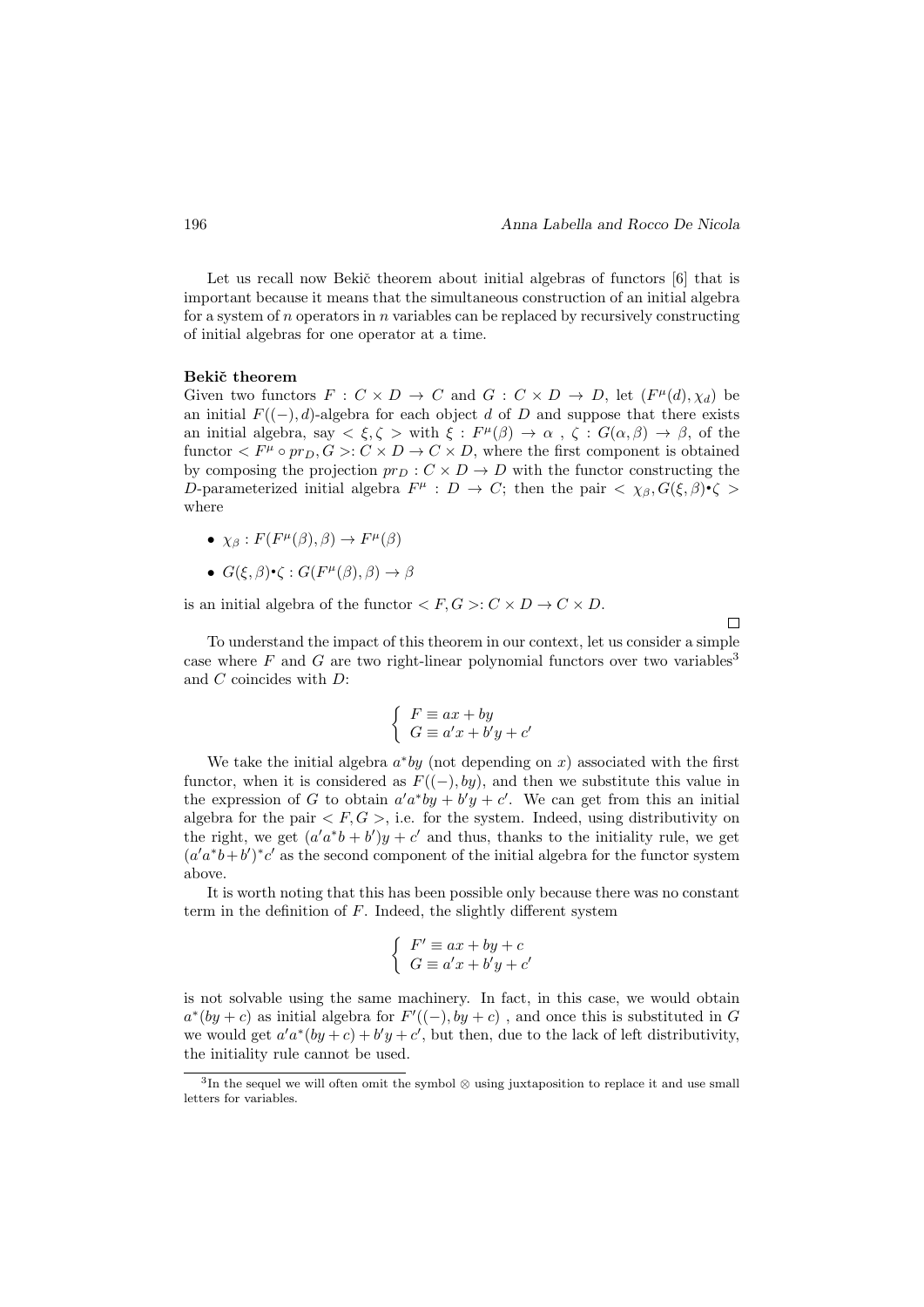Let us recall now Bekič theorem about initial algebras of functors [6] that is important because it means that the simultaneous construction of an initial algebra for a system of $n$ operators in $n$ variables can be replaced by recursively constructing of initial algebras for one operator at a time.

**Bekič theorem**

Given two functors $F : C \times D \to C$ and $G : C \times D \to D$, let $(F^\mu(d), \chi_d)$ be an initial $F((-), d)$-algebra for each object $d$ of $D$ and suppose that there exists an initial algebra, say $< \xi, \zeta >$ with $\xi : F^\mu(\beta) \to \alpha$ , $\zeta : G(\alpha, \beta) \to \beta$, of the functor $< F^\mu \circ pr_D, G >: C \times D \to C \times D$, where the first component is obtained by composing the projection $pr_D : C \times D \to D$ with the functor constructing the $D$-parameterized initial algebra $F^\mu : D \to C$; then the pair $< \chi_\beta, G(\xi, \beta) \bullet \zeta >$ where

- $\chi_\beta : F(F^\mu(\beta), \beta) \to F^\mu(\beta)$
- $G(\xi, \beta) \bullet \zeta : G(F^\mu(\beta), \beta) \to \beta$

is an initial algebra of the functor $< F, G >: C \times D \to C \times D$.

□

To understand the impact of this theorem in our context, let us consider a simple case where $F$ and $G$ are two right-linear polynomial functors over two variables[3] and $C$ coincides with $D$:

$$\begin{cases} F \equiv ax + by \\ G \equiv a'x + b'y + c' \end{cases}$$

We take the initial algebra $a^*by$ (not depending on $x$) associated with the first functor, when it is considered as $F((-), by)$, and then we substitute this value in the expression of $G$ to obtain $a'a^*by + b'y + c'$. We can get from this an initial algebra for the pair $< F, G >$, i.e. for the system. Indeed, using distributivity on the right, we get $(a'a^*b + b')y + c'$ and thus, thanks to the initiality rule, we get $(a'a^*b + b')^*c'$ as the second component of the initial algebra for the functor system above.

It is worth noting that this has been possible only because there was no constant term in the definition of $F$. Indeed, the slightly different system

$$\begin{cases} F' \equiv ax + by + c \\ G \equiv a'x + b'y + c' \end{cases}$$

is not solvable using the same machinery. In fact, in this case, we would obtain $a^*(by + c)$ as initial algebra for $F'((-), by + c)$ , and once this is substituted in $G$ we would get $a'a^*(by + c) + b'y + c'$, but then, due to the lack of left distributivity, the initiality rule cannot be used.

[3] In the sequel we will often omit the symbol $\otimes$ using juxtaposition to replace it and use small letters for variables.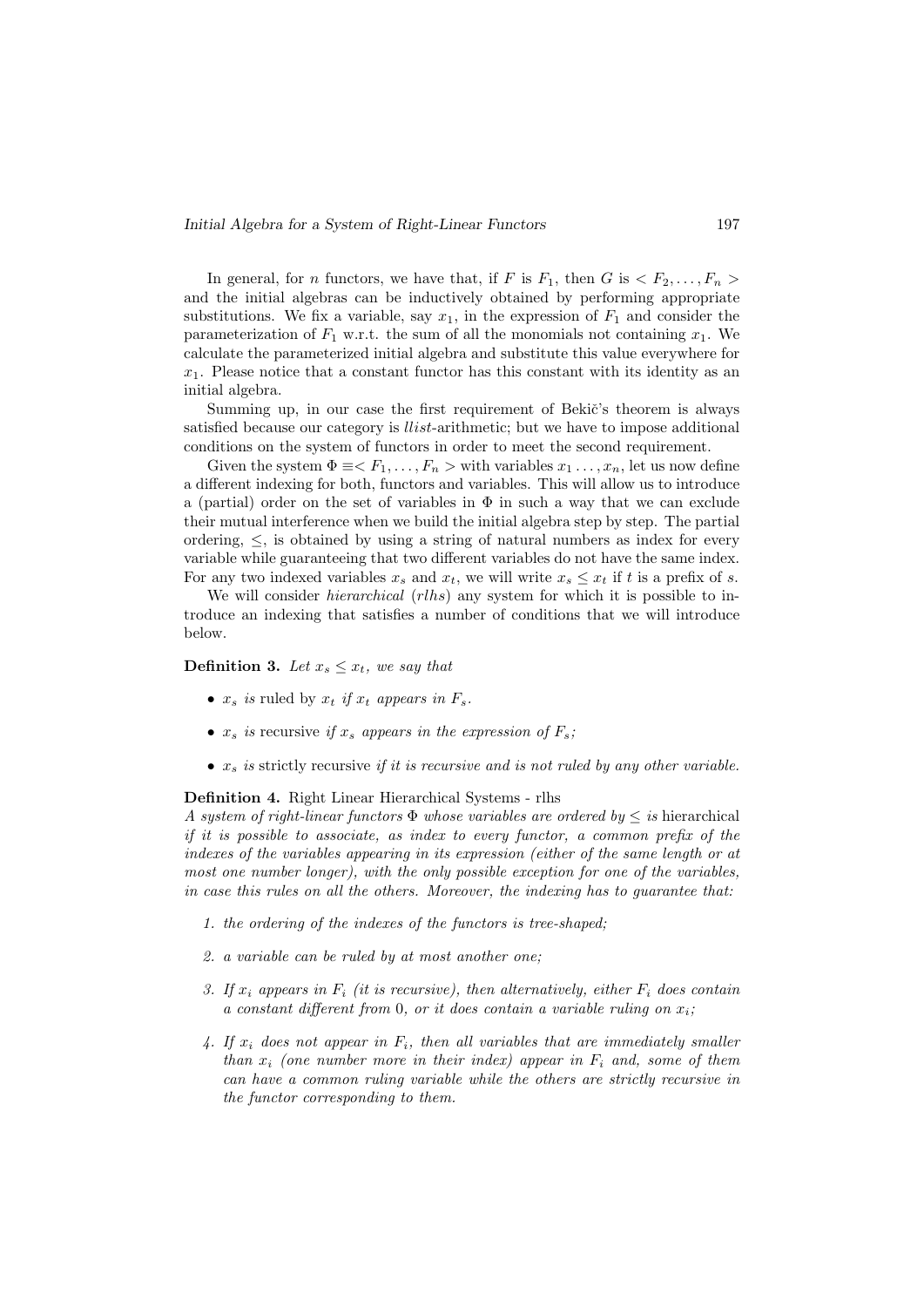In general, for $n$ functors, we have that, if $F$ is $F_1$, then $G$ is $< F_2, \ldots, F_n >$ and the initial algebras can be inductively obtained by performing appropriate substitutions. We fix a variable, say $x_1$, in the expression of $F_1$ and consider the parameterization of $F_1$ w.r.t. the sum of all the monomials not containing $x_1$. We calculate the parameterized initial algebra and substitute this value everywhere for $x_1$. Please notice that a constant functor has this constant with its identity as an initial algebra.

Summing up, in our case the first requirement of Bekič's theorem is always satisfied because our category is *llist*-arithmetic; but we have to impose additional conditions on the system of functors in order to meet the second requirement.

Given the system $\Phi \equiv < F_1, \ldots, F_n >$ with variables $x_1 \ldots, x_n$, let us now define a different indexing for both, functors and variables. This will allow us to introduce a (partial) order on the set of variables in $\Phi$ in such a way that we can exclude their mutual interference when we build the initial algebra step by step. The partial ordering, $\leq$, is obtained by using a string of natural numbers as index for every variable while guaranteeing that two different variables do not have the same index. For any two indexed variables $x_s$ and $x_t$, we will write $x_s \leq x_t$ if $t$ is a prefix of $s$.

We will consider *hierarchical* (*rlhs*) any system for which it is possible to introduce an indexing that satisfies a number of conditions that we will introduce below.

**Definition 3.** *Let $x_s \leq x_t$, we say that*

- *$x_s$ is* ruled by *$x_t$ if $x_t$ appears in $F_s$.*
- *$x_s$ is* recursive *if $x_s$ appears in the expression of $F_s$;*
- *$x_s$ is* strictly recursive *if it is recursive and is not ruled by any other variable.*

**Definition 4.** Right Linear Hierarchical Systems - rlhs
*A system of right-linear functors $\Phi$ whose variables are ordered by $\leq$ is* hierarchical *if it is possible to associate, as index to every functor, a common prefix of the indexes of the variables appearing in its expression (either of the same length or at most one number longer), with the only possible exception for one of the variables, in case this rules on all the others. Moreover, the indexing has to guarantee that:*

1. *the ordering of the indexes of the functors is tree-shaped;*
2. *a variable can be ruled by at most another one;*
3. *If $x_i$ appears in $F_i$ (it is recursive), then alternatively, either $F_i$ does contain a constant different from 0, or it does contain a variable ruling on $x_i$;*
4. *If $x_i$ does not appear in $F_i$, then all variables that are immediately smaller than $x_i$ (one number more in their index) appear in $F_i$ and, some of them can have a common ruling variable while the others are strictly recursive in the functor corresponding to them.*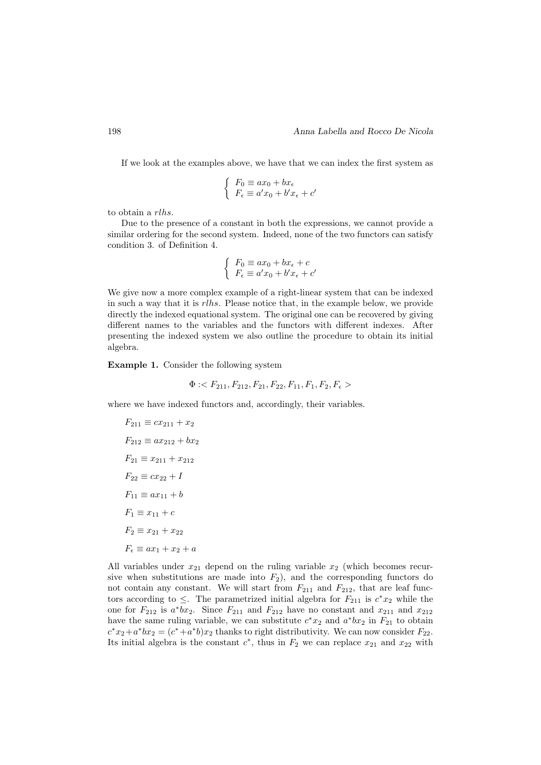If we look at the examples above, we have that we can index the first system as

$$\begin{cases} F_0 \equiv ax_0 + bx_\epsilon \\ F_\epsilon \equiv a'x_0 + b'x_\epsilon + c' \end{cases}$$

to obtain a *rlhs*.

Due to the presence of a constant in both the expressions, we cannot provide a similar ordering for the second system. Indeed, none of the two functors can satisfy condition 3. of Definition 4.

$$\begin{cases} F_0 \equiv ax_0 + bx_\epsilon + c \\ F_\epsilon \equiv a'x_0 + b'x_\epsilon + c' \end{cases}$$

We give now a more complex example of a right-linear system that can be indexed in such a way that it is *rlhs*. Please notice that, in the example below, we provide directly the indexed equational system. The original one can be recovered by giving different names to the variables and the functors with different indexes. After presenting the indexed system we also outline the procedure to obtain its initial algebra.

**Example 1.** Consider the following system

$$\Phi :< F_{211}, F_{212}, F_{21}, F_{22}, F_{11}, F_1, F_2, F_\epsilon >$$

where we have indexed functors and, accordingly, their variables.

$F_{211} \equiv cx_{211} + x_2$

$F_{212} \equiv ax_{212} + bx_2$

$F_{21} \equiv x_{211} + x_{212}$

$F_{22} \equiv cx_{22} + I$

$F_{11} \equiv ax_{11} + b$

$F_1 \equiv x_{11} + c$

$F_2 \equiv x_{21} + x_{22}$

$F_\epsilon \equiv ax_1 + x_2 + a$

All variables under $x_{21}$ depend on the ruling variable $x_2$ (which becomes recursive when substitutions are made into $F_2$), and the corresponding functors do not contain any constant. We will start from $F_{211}$ and $F_{212}$, that are leaf functors according to $\leq$. The parametrized initial algebra for $F_{211}$ is $c^*x_2$ while the one for $F_{212}$ is $a^*bx_2$. Since $F_{211}$ and $F_{212}$ have no constant and $x_{211}$ and $x_{212}$ have the same ruling variable, we can substitute $c^*x_2$ and $a^*bx_2$ in $F_{21}$ to obtain $c^*x_2 + a^*bx_2 = (c^* + a^*b)x_2$ thanks to right distributivity. We can now consider $F_{22}$. Its initial algebra is the constant $c^*$, thus in $F_2$ we can replace $x_{21}$ and $x_{22}$ with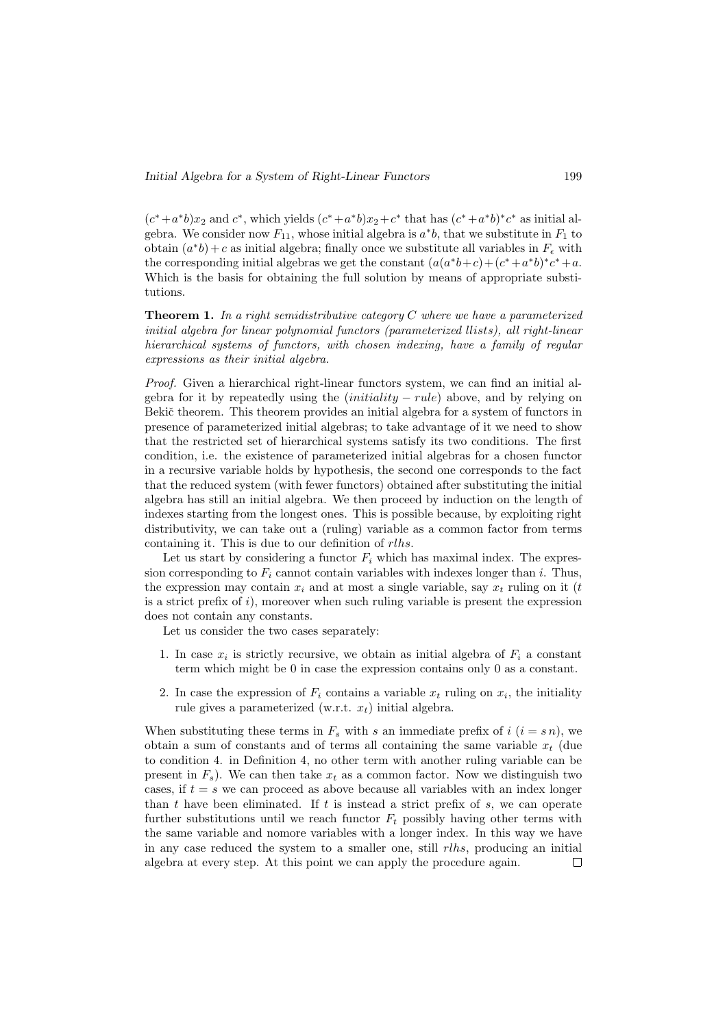$(c^*+a^*b)x_2$ and $c^*$, which yields $(c^*+a^*b)x_2+c^*$ that has $(c^*+a^*b)^*c^*$ as initial algebra. We consider now $F_{11}$, whose initial algebra is $a^*b$, that we substitute in $F_1$ to obtain $(a^*b)+c$ as initial algebra; finally once we substitute all variables in $F_\epsilon$ with the corresponding initial algebras we get the constant $(a(a^*b+c)+(c^*+a^*b)^*c^*+a$. Which is the basis for obtaining the full solution by means of appropriate substitutions.

**Theorem 1.** *In a right semidistributive category $C$ where we have a parameterized initial algebra for linear polynomial functors (parameterized llists), all right-linear hierarchical systems of functors, with chosen indexing, have a family of regular expressions as their initial algebra.*

*Proof.* Given a hierarchical right-linear functors system, we can find an initial algebra for it by repeatedly using the $(initiality-rule)$ above, and by relying on Bekič theorem. This theorem provides an initial algebra for a system of functors in presence of parameterized initial algebras; to take advantage of it we need to show that the restricted set of hierarchical systems satisfy its two conditions. The first condition, i.e. the existence of parameterized initial algebras for a chosen functor in a recursive variable holds by hypothesis, the second one corresponds to the fact that the reduced system (with fewer functors) obtained after substituting the initial algebra has still an initial algebra. We then proceed by induction on the length of indexes starting from the longest ones. This is possible because, by exploiting right distributivity, we can take out a (ruling) variable as a common factor from terms containing it. This is due to our definition of *rlhs*.

Let us start by considering a functor $F_i$ which has maximal index. The expression corresponding to $F_i$ cannot contain variables with indexes longer than $i$. Thus, the expression may contain $x_i$ and at most a single variable, say $x_t$ ruling on it ($t$ is a strict prefix of $i$), moreover when such ruling variable is present the expression does not contain any constants.

Let us consider the two cases separately:

1. In case $x_i$ is strictly recursive, we obtain as initial algebra of $F_i$ a constant term which might be 0 in case the expression contains only 0 as a constant.
2. In case the expression of $F_i$ contains a variable $x_t$ ruling on $x_i$, the initiality rule gives a parameterized (w.r.t. $x_t$) initial algebra.

When substituting these terms in $F_s$ with $s$ an immediate prefix of $i$ ($i = s\,n$), we obtain a sum of constants and of terms all containing the same variable $x_t$ (due to condition 4. in Definition 4, no other term with another ruling variable can be present in $F_s$). We can then take $x_t$ as a common factor. Now we distinguish two cases, if $t = s$ we can proceed as above because all variables with an index longer than $t$ have been eliminated. If $t$ is instead a strict prefix of $s$, we can operate further substitutions until we reach functor $F_t$ possibly having other terms with the same variable and nomore variables with a longer index. In this way we have in any case reduced the system to a smaller one, still *rlhs*, producing an initial algebra at every step. At this point we can apply the procedure again. $\square$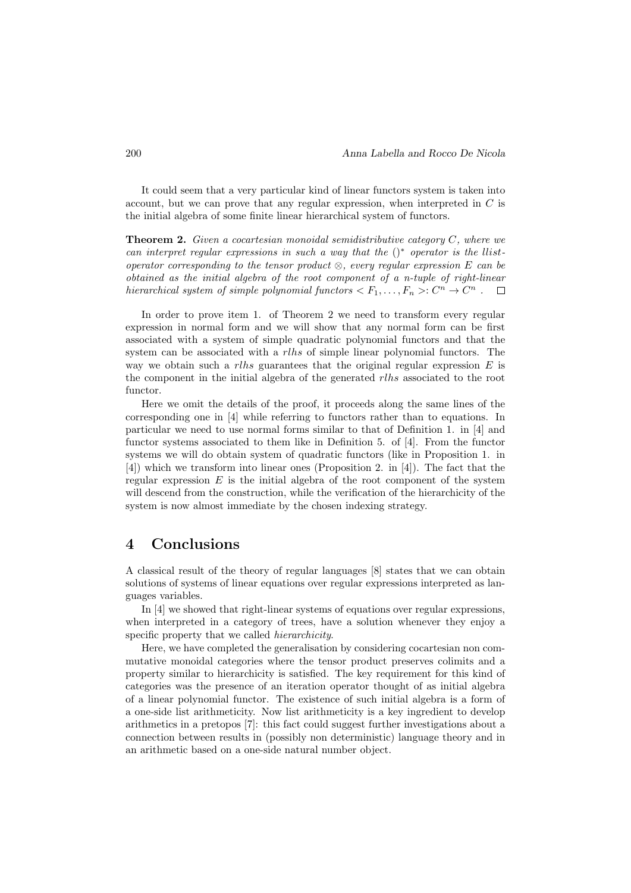It could seem that a very particular kind of linear functors system is taken into account, but we can prove that any regular expression, when interpreted in $C$ is the initial algebra of some finite linear hierarchical system of functors.

**Theorem 2.** *Given a cocartesian monoidal semidistributive category $C$, where we can interpret regular expressions in such a way that the $()^*$ operator is the llist-operator corresponding to the tensor product $\otimes$, every regular expression $E$ can be obtained as the initial algebra of the root component of a n-tuple of right-linear hierarchical system of simple polynomial functors $< F_1, \ldots, F_n >: C^n \rightarrow C^n$ .* $\square$

In order to prove item 1. of Theorem 2 we need to transform every regular expression in normal form and we will show that any normal form can be first associated with a system of simple quadratic polynomial functors and that the system can be associated with a *rlhs* of simple linear polynomial functors. The way we obtain such a *rlhs* guarantees that the original regular expression $E$ is the component in the initial algebra of the generated *rlhs* associated to the root functor.

Here we omit the details of the proof, it proceeds along the same lines of the corresponding one in [4] while referring to functors rather than to equations. In particular we need to use normal forms similar to that of Definition 1. in [4] and functor systems associated to them like in Definition 5. of [4]. From the functor systems we will do obtain system of quadratic functors (like in Proposition 1. in [4]) which we transform into linear ones (Proposition 2. in [4]). The fact that the regular expression $E$ is the initial algebra of the root component of the system will descend from the construction, while the verification of the hierarchicity of the system is now almost immediate by the chosen indexing strategy.

# 4 Conclusions

A classical result of the theory of regular languages [8] states that we can obtain solutions of systems of linear equations over regular expressions interpreted as languages variables.

In [4] we showed that right-linear systems of equations over regular expressions, when interpreted in a category of trees, have a solution whenever they enjoy a specific property that we called *hierarchicity*.

Here, we have completed the generalisation by considering cocartesian non commutative monoidal categories where the tensor product preserves colimits and a property similar to hierarchicity is satisfied. The key requirement for this kind of categories was the presence of an iteration operator thought of as initial algebra of a linear polynomial functor. The existence of such initial algebra is a form of a one-side list arithmeticity. Now list arithmeticity is a key ingredient to develop arithmetics in a pretopos [7]: this fact could suggest further investigations about a connection between results in (possibly non deterministic) language theory and in an arithmetic based on a one-side natural number object.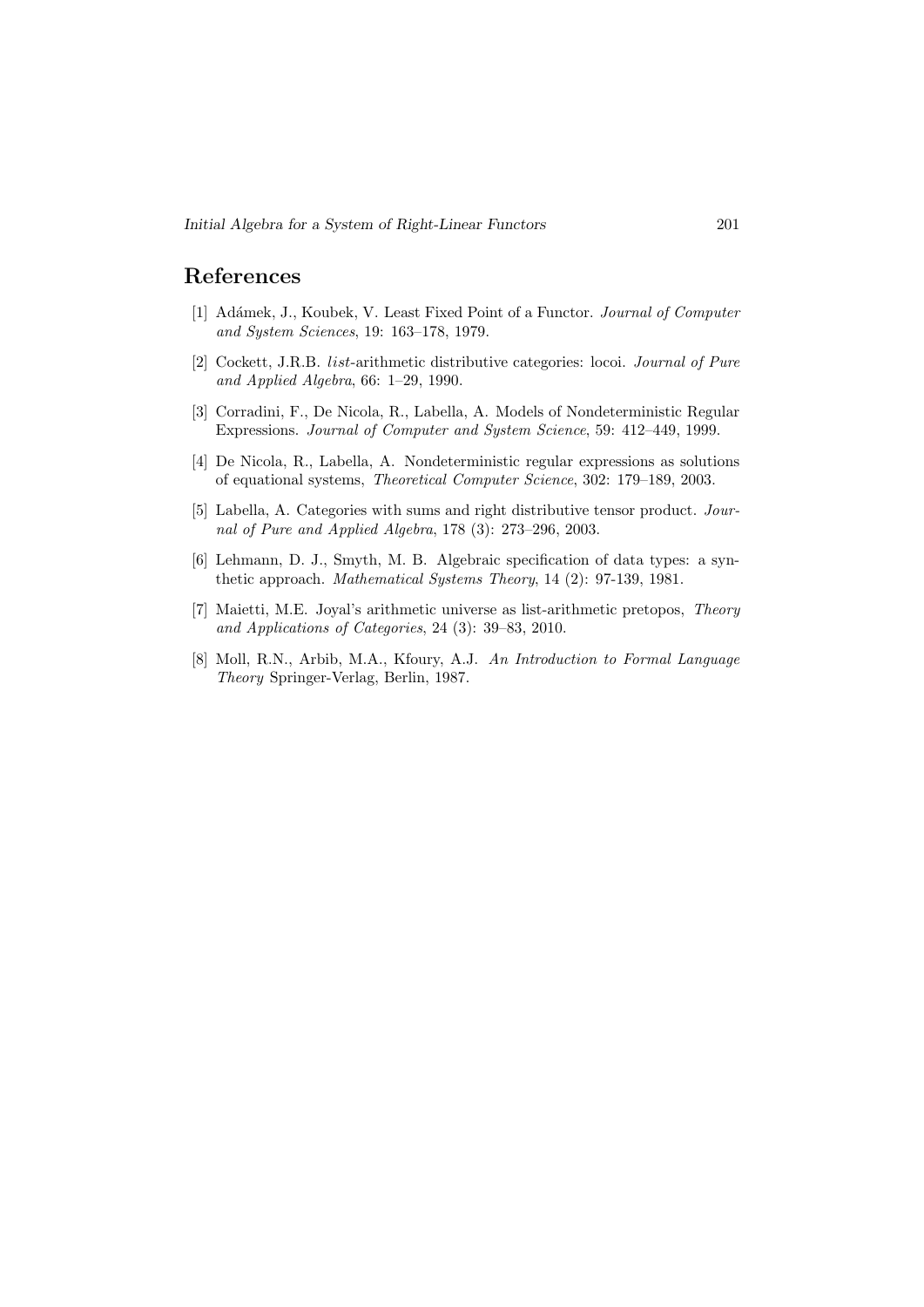## References

[1] Adámek, J., Koubek, V. Least Fixed Point of a Functor. *Journal of Computer and System Sciences*, 19: 163–178, 1979.

[2] Cockett, J.R.B. *list*-arithmetic distributive categories: locoi. *Journal of Pure and Applied Algebra*, 66: 1–29, 1990.

[3] Corradini, F., De Nicola, R., Labella, A. Models of Nondeterministic Regular Expressions. *Journal of Computer and System Science*, 59: 412–449, 1999.

[4] De Nicola, R., Labella, A. Nondeterministic regular expressions as solutions of equational systems, *Theoretical Computer Science*, 302: 179–189, 2003.

[5] Labella, A. Categories with sums and right distributive tensor product. *Journal of Pure and Applied Algebra*, 178 (3): 273–296, 2003.

[6] Lehmann, D. J., Smyth, M. B. Algebraic specification of data types: a synthetic approach. *Mathematical Systems Theory*, 14 (2): 97-139, 1981.

[7] Maietti, M.E. Joyal's arithmetic universe as list-arithmetic pretopos, *Theory and Applications of Categories*, 24 (3): 39–83, 2010.

[8] Moll, R.N., Arbib, M.A., Kfoury, A.J. *An Introduction to Formal Language Theory* Springer-Verlag, Berlin, 1987.